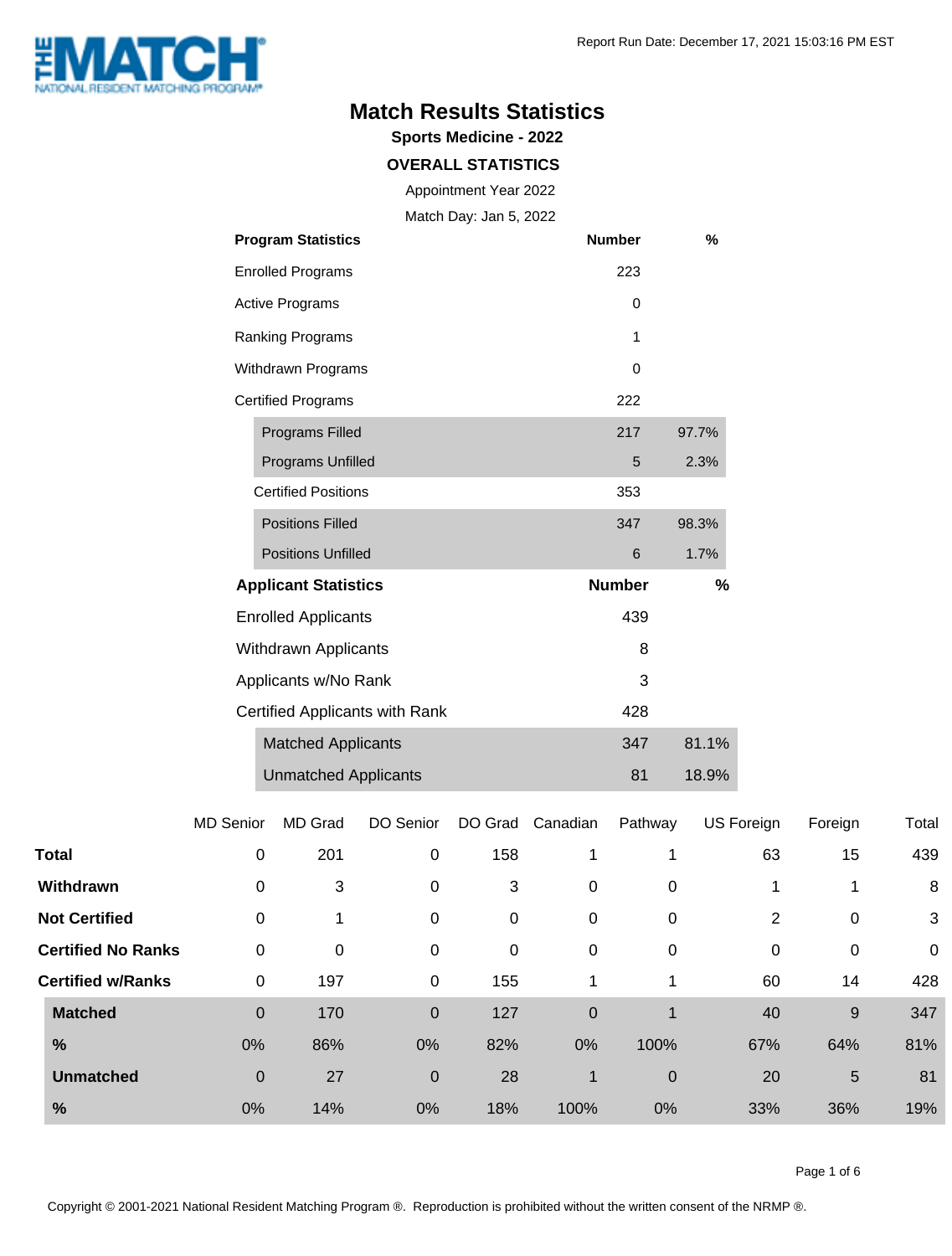Report Run Date: December 17, 2021 15:03:16 PM EST

# Match Results Statistics

## Sports Medicine - 2022

### OVERALL STATISTICS

Appointment Year 2022

Match Day: Jan 5, 2022

| Program Statistics | Number | % |
|---|---|---|
| Enrolled Programs | 223 | |
| Active Programs | 0 | |
| Ranking Programs | 1 | |
| Withdrawn Programs | 0 | |
| Certified Programs | 222 | |
| Programs Filled | 217 | 97.7% |
| Programs Unfilled | 5 | 2.3% |
| Certified Positions | 353 | |
| Positions Filled | 347 | 98.3% |
| Positions Unfilled | 6 | 1.7% |

| Applicant Statistics | Number | % |
|---|---|---|
| Enrolled Applicants | 439 | |
| Withdrawn Applicants | 8 | |
| Applicants w/No Rank | 3 | |
| Certified Applicants with Rank | 428 | |
| Matched Applicants | 347 | 81.1% |
| Unmatched Applicants | 81 | 18.9% |

| | MD Senior | MD Grad | DO Senior | DO Grad | Canadian | Pathway | US Foreign | Foreign | Total |
|---|---|---|---|---|---|---|---|---|---|
| **Total** | 0 | 201 | 0 | 158 | 1 | 1 | 63 | 15 | 439 |
| **Withdrawn** | 0 | 3 | 0 | 3 | 0 | 0 | 1 | 1 | 8 |
| **Not Certified** | 0 | 1 | 0 | 0 | 0 | 0 | 2 | 0 | 3 |
| **Certified No Ranks** | 0 | 0 | 0 | 0 | 0 | 0 | 0 | 0 | 0 |
| **Certified w/Ranks** | 0 | 197 | 0 | 155 | 1 | 1 | 60 | 14 | 428 |
| **Matched** | 0 | 170 | 0 | 127 | 0 | 1 | 40 | 9 | 347 |
| **%** | 0% | 86% | 0% | 82% | 0% | 100% | 67% | 64% | 81% |
| **Unmatched** | 0 | 27 | 0 | 28 | 1 | 0 | 20 | 5 | 81 |
| **%** | 0% | 14% | 0% | 18% | 100% | 0% | 33% | 36% | 19% |

Copyright © 2001-2021 National Resident Matching Program ®. Reproduction is prohibited without the written consent of the NRMP ®.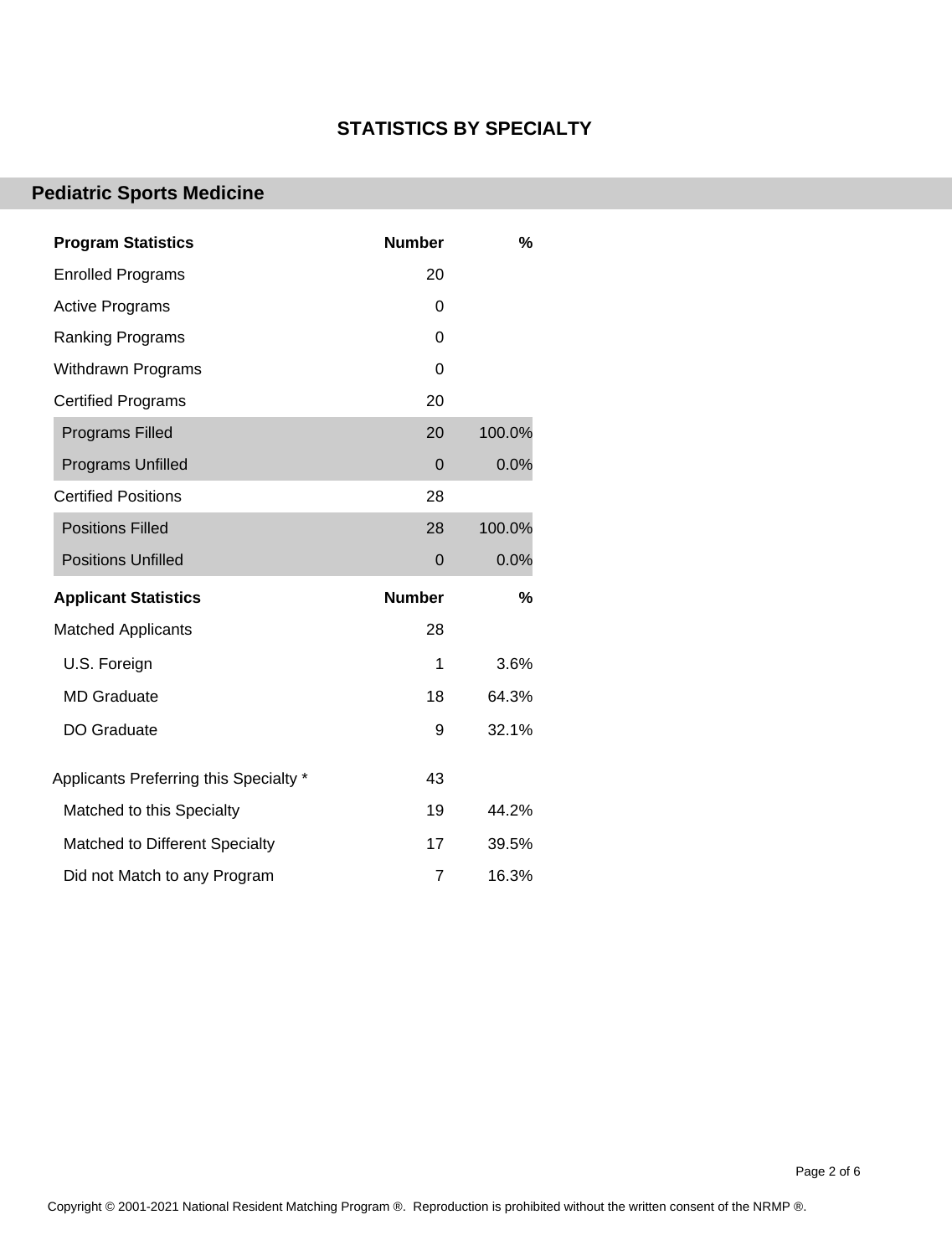# STATISTICS BY SPECIALTY

## Pediatric Sports Medicine

| Program Statistics | Number | % |
|---|---|---|
| Enrolled Programs | 20 | |
| Active Programs | 0 | |
| Ranking Programs | 0 | |
| Withdrawn Programs | 0 | |
| Certified Programs | 20 | |
| Programs Filled | 20 | 100.0% |
| Programs Unfilled | 0 | 0.0% |
| Certified Positions | 28 | |
| Positions Filled | 28 | 100.0% |
| Positions Unfilled | 0 | 0.0% |

| Applicant Statistics | Number | % |
|---|---|---|
| Matched Applicants | 28 | |
| U.S. Foreign | 1 | 3.6% |
| MD Graduate | 18 | 64.3% |
| DO Graduate | 9 | 32.1% |
| Applicants Preferring this Specialty * | 43 | |
| Matched to this Specialty | 19 | 44.2% |
| Matched to Different Specialty | 17 | 39.5% |
| Did not Match to any Program | 7 | 16.3% |

Copyright © 2001-2021 National Resident Matching Program ®. Reproduction is prohibited without the written consent of the NRMP ®.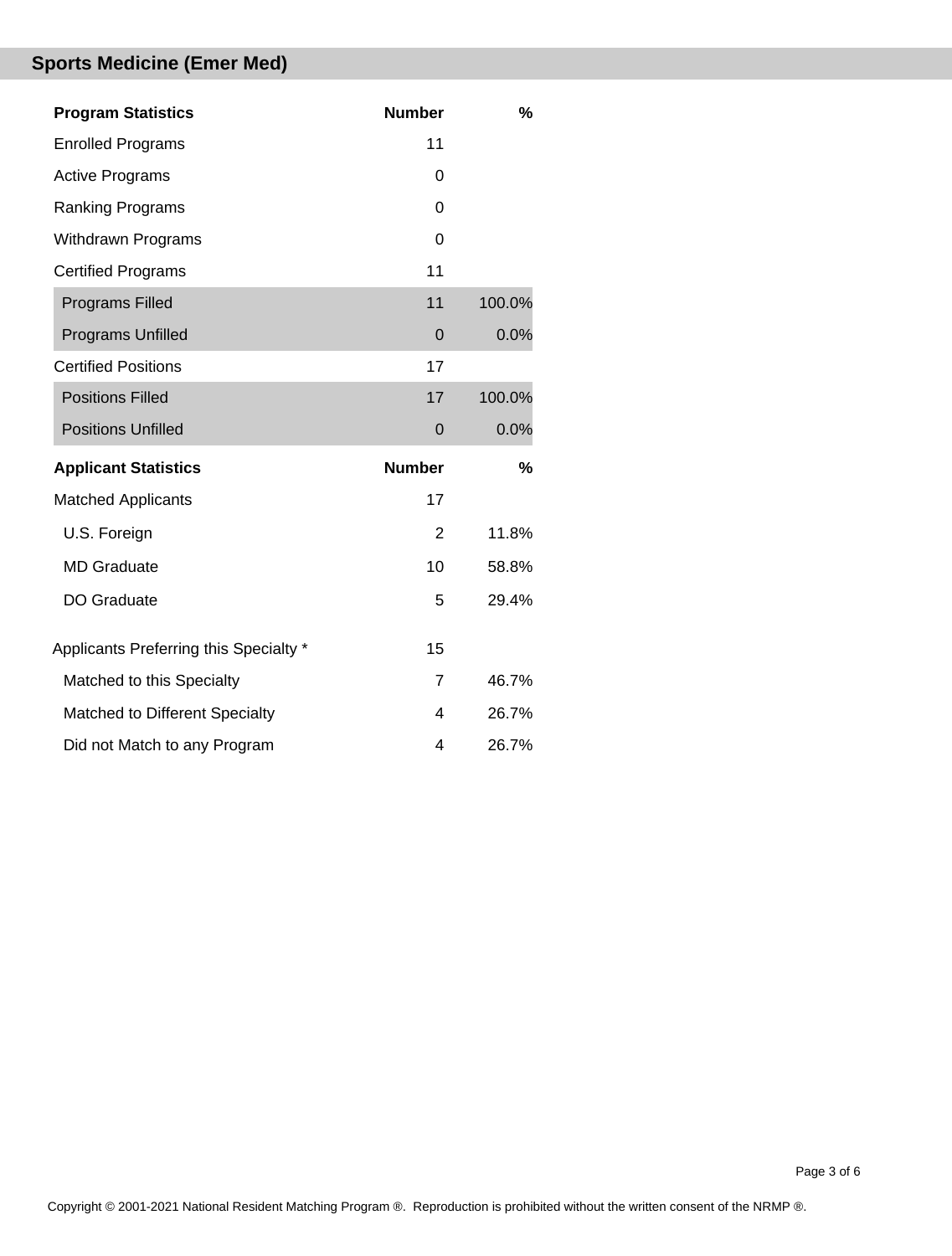## Sports Medicine (Emer Med)

| Program Statistics | Number | % |
|---|---|---|
| Enrolled Programs | 11 | |
| Active Programs | 0 | |
| Ranking Programs | 0 | |
| Withdrawn Programs | 0 | |
| Certified Programs | 11 | |
| Programs Filled | 11 | 100.0% |
| Programs Unfilled | 0 | 0.0% |
| Certified Positions | 17 | |
| Positions Filled | 17 | 100.0% |
| Positions Unfilled | 0 | 0.0% |

| Applicant Statistics | Number | % |
|---|---|---|
| Matched Applicants | 17 | |
| U.S. Foreign | 2 | 11.8% |
| MD Graduate | 10 | 58.8% |
| DO Graduate | 5 | 29.4% |
| Applicants Preferring this Specialty * | 15 | |
| Matched to this Specialty | 7 | 46.7% |
| Matched to Different Specialty | 4 | 26.7% |
| Did not Match to any Program | 4 | 26.7% |

Copyright © 2001-2021 National Resident Matching Program ®. Reproduction is prohibited without the written consent of the NRMP ®.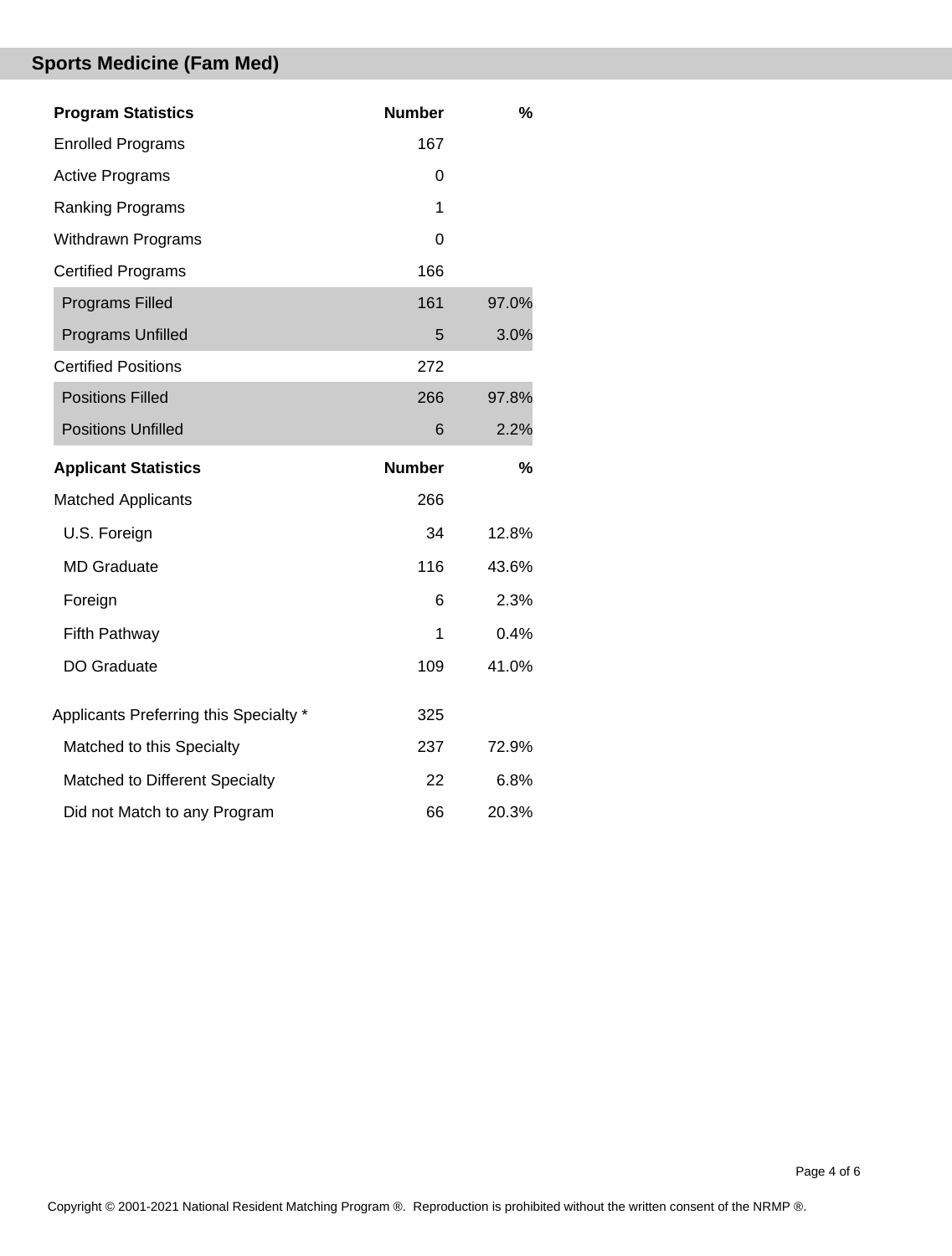## Sports Medicine (Fam Med)

| Program Statistics | Number | % |
|---|---|---|
| Enrolled Programs | 167 | |
| Active Programs | 0 | |
| Ranking Programs | 1 | |
| Withdrawn Programs | 0 | |
| Certified Programs | 166 | |
| Programs Filled | 161 | 97.0% |
| Programs Unfilled | 5 | 3.0% |
| Certified Positions | 272 | |
| Positions Filled | 266 | 97.8% |
| Positions Unfilled | 6 | 2.2% |

| Applicant Statistics | Number | % |
|---|---|---|
| Matched Applicants | 266 | |
| U.S. Foreign | 34 | 12.8% |
| MD Graduate | 116 | 43.6% |
| Foreign | 6 | 2.3% |
| Fifth Pathway | 1 | 0.4% |
| DO Graduate | 109 | 41.0% |
| Applicants Preferring this Specialty * | 325 | |
| Matched to this Specialty | 237 | 72.9% |
| Matched to Different Specialty | 22 | 6.8% |
| Did not Match to any Program | 66 | 20.3% |

Copyright © 2001-2021 National Resident Matching Program ®. Reproduction is prohibited without the written consent of the NRMP ®.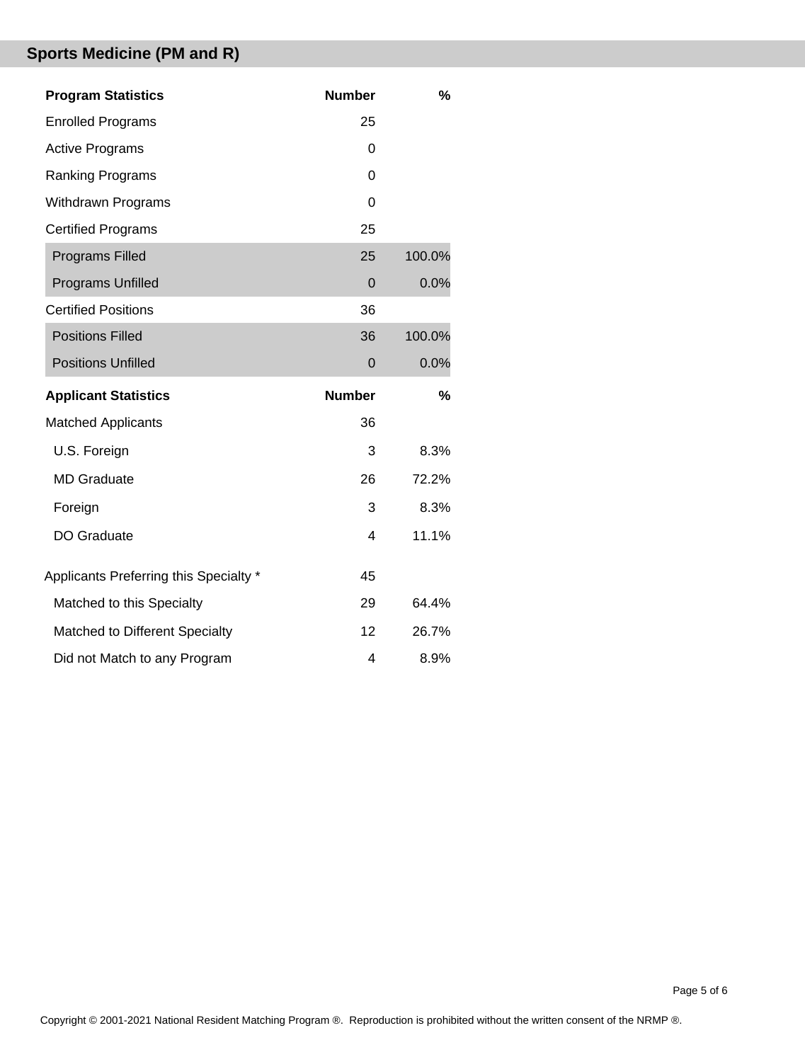## Sports Medicine (PM and R)

| Program Statistics | Number | % |
|---|---|---|
| Enrolled Programs | 25 | |
| Active Programs | 0 | |
| Ranking Programs | 0 | |
| Withdrawn Programs | 0 | |
| Certified Programs | 25 | |
| Programs Filled | 25 | 100.0% |
| Programs Unfilled | 0 | 0.0% |
| Certified Positions | 36 | |
| Positions Filled | 36 | 100.0% |
| Positions Unfilled | 0 | 0.0% |

| Applicant Statistics | Number | % |
|---|---|---|
| Matched Applicants | 36 | |
| U.S. Foreign | 3 | 8.3% |
| MD Graduate | 26 | 72.2% |
| Foreign | 3 | 8.3% |
| DO Graduate | 4 | 11.1% |
| Applicants Preferring this Specialty * | 45 | |
| Matched to this Specialty | 29 | 64.4% |
| Matched to Different Specialty | 12 | 26.7% |
| Did not Match to any Program | 4 | 8.9% |

Copyright © 2001-2021 National Resident Matching Program ®. Reproduction is prohibited without the written consent of the NRMP ®.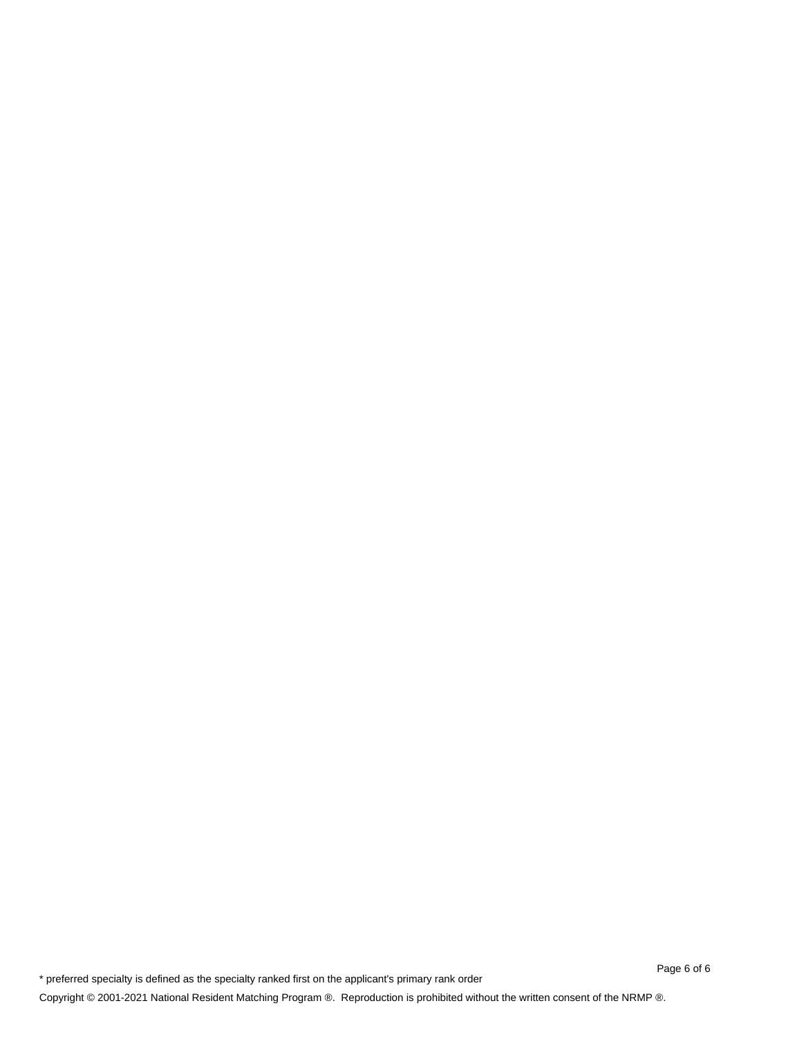* preferred specialty is defined as the specialty ranked first on the applicant's primary rank order